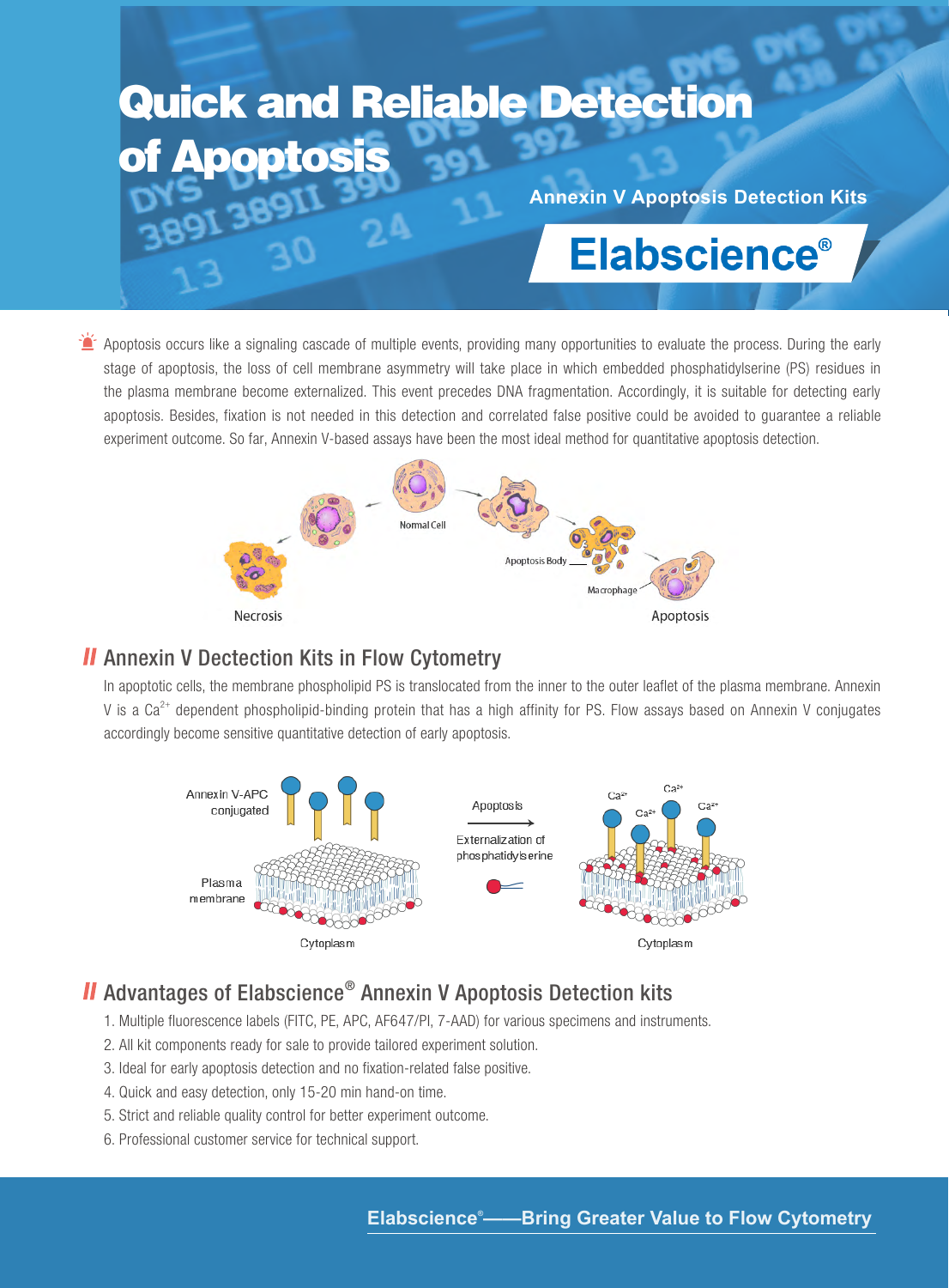# Quick and Reliable Detection of Apoptosis

**Annexin V Apoptosis Detection Kits**

**Elabscience®**

Apoptosis occurs like a signaling cascade of multiple events, providing many opportunities to evaluate the process. During the early stage of apoptosis, the loss of cell membrane asymmetry will take place in which embedded phosphatidylserine (PS) residues in the plasma membrane become externalized. This event precedes DNA fragmentation. Accordingly, it is suitable for detecting early apoptosis. Besides, fixation is not needed in this detection and correlated false positive could be avoided to guarantee a reliable experiment outcome. So far, Annexin V-based assays have been the most ideal method for quantitative apoptosis detection.

Normal Cell · Necrosis · Apoptosis Body · Macrophage · Apoptosis

## Annexin V Dectection Kits in Flow Cytometry

In apoptotic cells, the membrane phospholipid PS is translocated from the inner to the outer leaflet of the plasma membrane. Annexin V is a $Ca^{2+}$ dependent phospholipid-binding protein that has a high affinity for PS. Flow assays based on Annexin V conjugates accordingly become sensitive quantitative detection of early apoptosis.

Annexin V-APC conjugated · Plasma membrane · Cytoplasm · Apoptosis → Externalization of phosphatidylserine · $Ca^{2+}$ · Cytoplasm

## Advantages of Elabscience® Annexin V Apoptosis Detection kits

1. Multiple fluorescence labels (FITC, PE, APC, AF647/PI, 7-AAD) for various specimens and instruments.
2. All kit components ready for sale to provide tailored experiment solution.
3. Ideal for early apoptosis detection and no fixation-related false positive.
4. Quick and easy detection, only 15-20 min hand-on time.
5. Strict and reliable quality control for better experiment outcome.
6. Professional customer service for technical support.

**Elabscience®——Bring Greater Value to Flow Cytometry**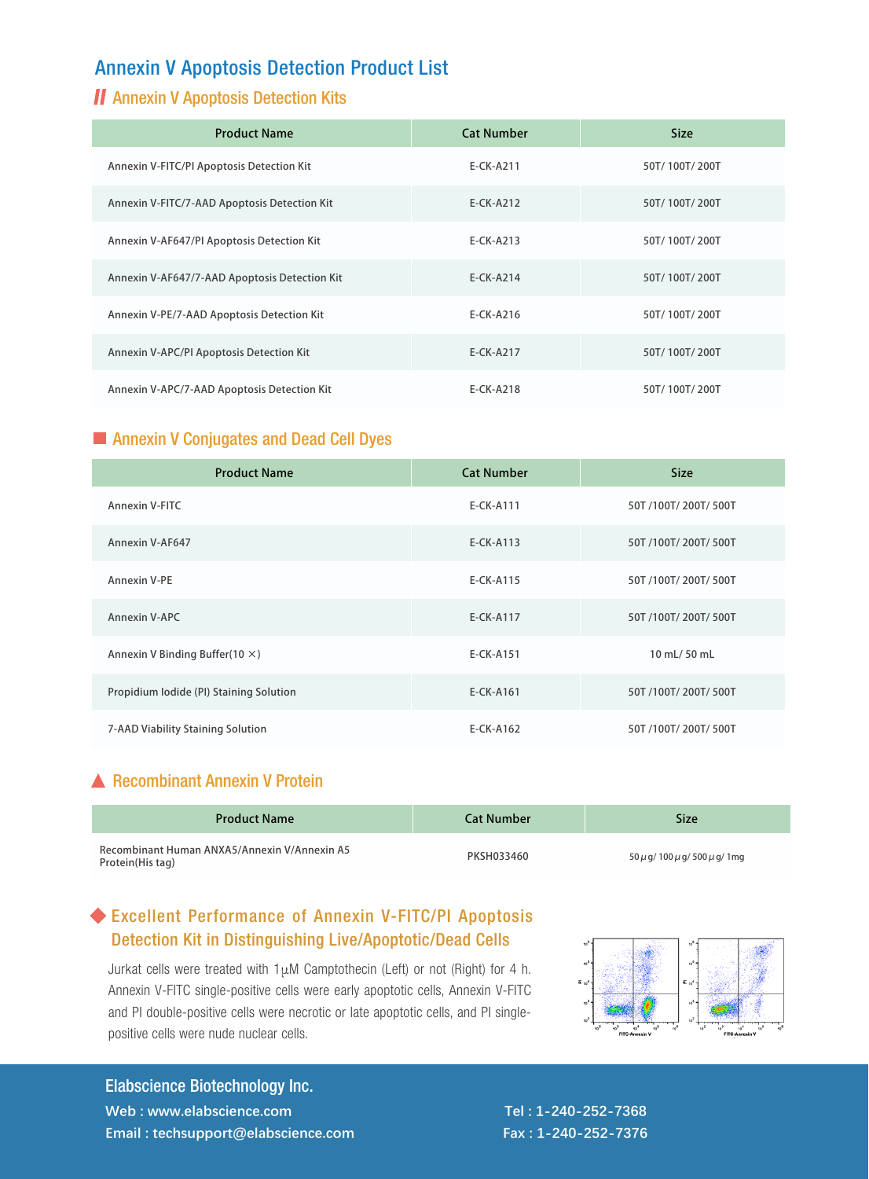# Annexin V Apoptosis Detection Product List

## Annexin V Apoptosis Detection Kits

| Product Name | Cat Number | Size |
|---|---|---|
| Annexin V-FITC/PI Apoptosis Detection Kit | E-CK-A211 | 50T/ 100T/ 200T |
| Annexin V-FITC/7-AAD Apoptosis Detection Kit | E-CK-A212 | 50T/ 100T/ 200T |
| Annexin V-AF647/PI Apoptosis Detection Kit | E-CK-A213 | 50T/ 100T/ 200T |
| Annexin V-AF647/7-AAD Apoptosis Detection Kit | E-CK-A214 | 50T/ 100T/ 200T |
| Annexin V-PE/7-AAD Apoptosis Detection Kit | E-CK-A216 | 50T/ 100T/ 200T |
| Annexin V-APC/PI Apoptosis Detection Kit | E-CK-A217 | 50T/ 100T/ 200T |
| Annexin V-APC/7-AAD Apoptosis Detection Kit | E-CK-A218 | 50T/ 100T/ 200T |

## Annexin V Conjugates and Dead Cell Dyes

| Product Name | Cat Number | Size |
|---|---|---|
| Annexin V-FITC | E-CK-A111 | 50T /100T/ 200T/ 500T |
| Annexin V-AF647 | E-CK-A113 | 50T /100T/ 200T/ 500T |
| Annexin V-PE | E-CK-A115 | 50T /100T/ 200T/ 500T |
| Annexin V-APC | E-CK-A117 | 50T /100T/ 200T/ 500T |
| Annexin V Binding Buffer(10 ×) | E-CK-A151 | 10 mL/ 50 mL |
| Propidium Iodide (PI) Staining Solution | E-CK-A161 | 50T /100T/ 200T/ 500T |
| 7-AAD Viability Staining Solution | E-CK-A162 | 50T /100T/ 200T/ 500T |

## Recombinant Annexin V Protein

| Product Name | Cat Number | Size |
|---|---|---|
| Recombinant Human ANXA5/Annexin V/Annexin A5 Protein(His tag) | PKSH033460 | 50μg/ 100μg/ 500μg/ 1mg |

## Excellent Performance of Annexin V-FITC/PI Apoptosis Detection Kit in Distinguishing Live/Apoptotic/Dead Cells

Jurkat cells were treated with 1μM Camptothecin (Left) or not (Right) for 4 h. Annexin V-FITC single-positive cells were early apoptotic cells, Annexin V-FITC and PI double-positive cells were necrotic or late apoptotic cells, and PI single-positive cells were nude nuclear cells.

PI
FITC-Annexin V
PI
FITC-Annexin V

**Elabscience Biotechnology Inc.**

Web : www.elabscience.com
Email : techsupport@elabscience.com
Tel : 1-240-252-7368
Fax : 1-240-252-7376